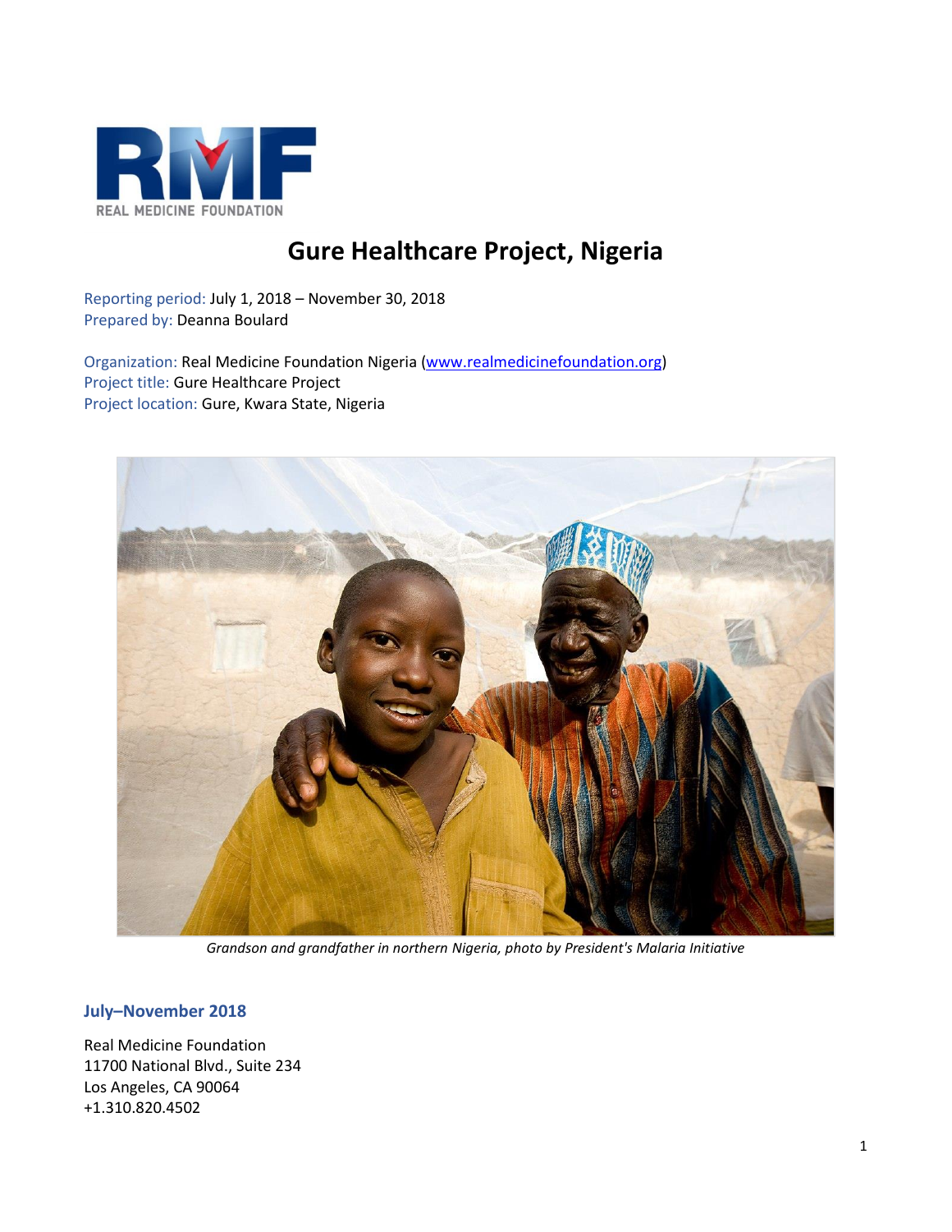# Gure Healthcare Project, Nigeria

Reporting period: July 1, 2018 – November 30, 2018
Prepared by: Deanna Boulard

Organization: Real Medicine Foundation Nigeria (www.realmedicinefoundation.org)
Project title: Gure Healthcare Project
Project location: Gure, Kwara State, Nigeria

*Grandson and grandfather in northern Nigeria, photo by President's Malaria Initiative*

## July–November 2018

Real Medicine Foundation
11700 National Blvd., Suite 234
Los Angeles, CA 90064
+1.310.820.4502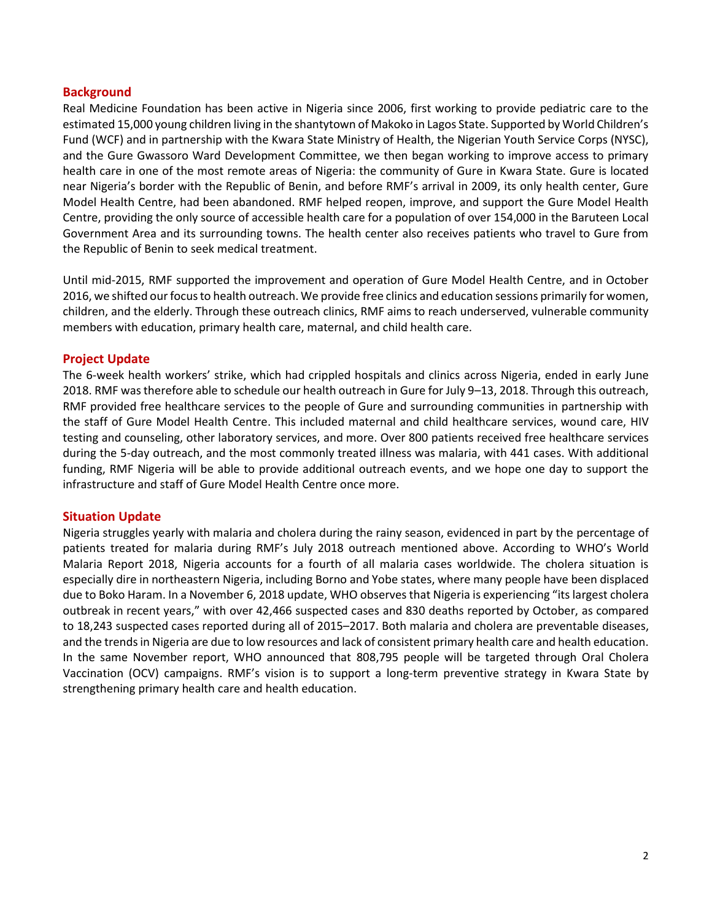## Background

Real Medicine Foundation has been active in Nigeria since 2006, first working to provide pediatric care to the estimated 15,000 young children living in the shantytown of Makoko in Lagos State. Supported by World Children's Fund (WCF) and in partnership with the Kwara State Ministry of Health, the Nigerian Youth Service Corps (NYSC), and the Gure Gwassoro Ward Development Committee, we then began working to improve access to primary health care in one of the most remote areas of Nigeria: the community of Gure in Kwara State. Gure is located near Nigeria's border with the Republic of Benin, and before RMF's arrival in 2009, its only health center, Gure Model Health Centre, had been abandoned. RMF helped reopen, improve, and support the Gure Model Health Centre, providing the only source of accessible health care for a population of over 154,000 in the Baruteen Local Government Area and its surrounding towns. The health center also receives patients who travel to Gure from the Republic of Benin to seek medical treatment.

Until mid-2015, RMF supported the improvement and operation of Gure Model Health Centre, and in October 2016, we shifted our focus to health outreach. We provide free clinics and education sessions primarily for women, children, and the elderly. Through these outreach clinics, RMF aims to reach underserved, vulnerable community members with education, primary health care, maternal, and child health care.

## Project Update

The 6-week health workers' strike, which had crippled hospitals and clinics across Nigeria, ended in early June 2018. RMF was therefore able to schedule our health outreach in Gure for July 9–13, 2018. Through this outreach, RMF provided free healthcare services to the people of Gure and surrounding communities in partnership with the staff of Gure Model Health Centre. This included maternal and child healthcare services, wound care, HIV testing and counseling, other laboratory services, and more. Over 800 patients received free healthcare services during the 5-day outreach, and the most commonly treated illness was malaria, with 441 cases. With additional funding, RMF Nigeria will be able to provide additional outreach events, and we hope one day to support the infrastructure and staff of Gure Model Health Centre once more.

## Situation Update

Nigeria struggles yearly with malaria and cholera during the rainy season, evidenced in part by the percentage of patients treated for malaria during RMF's July 2018 outreach mentioned above. According to WHO's World Malaria Report 2018, Nigeria accounts for a fourth of all malaria cases worldwide. The cholera situation is especially dire in northeastern Nigeria, including Borno and Yobe states, where many people have been displaced due to Boko Haram. In a November 6, 2018 update, WHO observes that Nigeria is experiencing "its largest cholera outbreak in recent years," with over 42,466 suspected cases and 830 deaths reported by October, as compared to 18,243 suspected cases reported during all of 2015–2017. Both malaria and cholera are preventable diseases, and the trends in Nigeria are due to low resources and lack of consistent primary health care and health education. In the same November report, WHO announced that 808,795 people will be targeted through Oral Cholera Vaccination (OCV) campaigns. RMF's vision is to support a long-term preventive strategy in Kwara State by strengthening primary health care and health education.